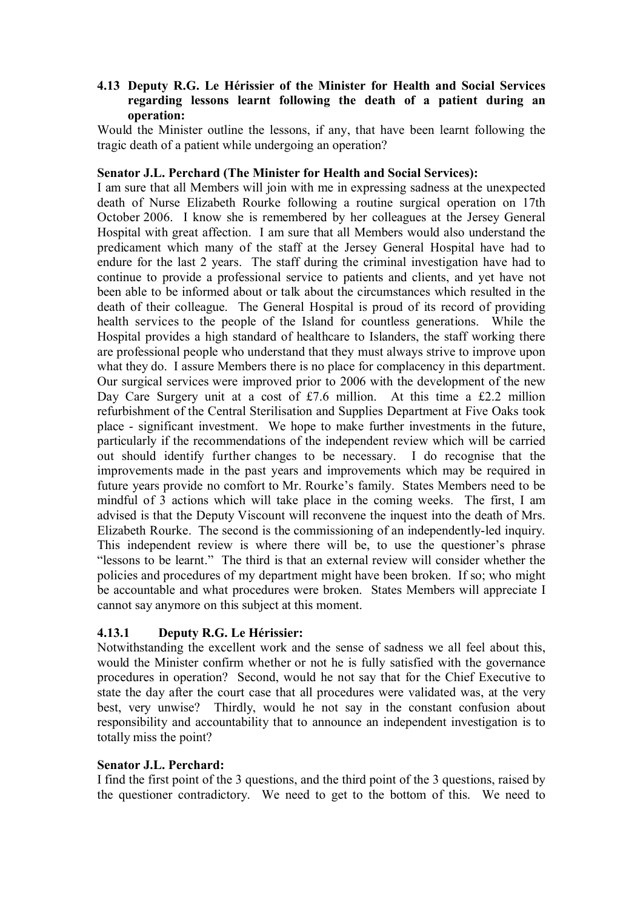### 4.13 Deputy R.G. Le Hérissier of the Minister for Health and Social Services regarding lessons learnt following the death of a patient during an operation:

Would the Minister outline the lessons, if any, that have been learnt following the tragic death of a patient while undergoing an operation?

**Senator J.L. Perchard (The Minister for Health and Social Services):**

I am sure that all Members will join with me in expressing sadness at the unexpected death of Nurse Elizabeth Rourke following a routine surgical operation on 17th October 2006. I know she is remembered by her colleagues at the Jersey General Hospital with great affection. I am sure that all Members would also understand the predicament which many of the staff at the Jersey General Hospital have had to endure for the last 2 years. The staff during the criminal investigation have had to continue to provide a professional service to patients and clients, and yet have not been able to be informed about or talk about the circumstances which resulted in the death of their colleague. The General Hospital is proud of its record of providing health services to the people of the Island for countless generations. While the Hospital provides a high standard of healthcare to Islanders, the staff working there are professional people who understand that they must always strive to improve upon what they do. I assure Members there is no place for complacency in this department. Our surgical services were improved prior to 2006 with the development of the new Day Care Surgery unit at a cost of £7.6 million. At this time a £2.2 million refurbishment of the Central Sterilisation and Supplies Department at Five Oaks took place - significant investment. We hope to make further investments in the future, particularly if the recommendations of the independent review which will be carried out should identify further changes to be necessary. I do recognise that the improvements made in the past years and improvements which may be required in future years provide no comfort to Mr. Rourke's family. States Members need to be mindful of 3 actions which will take place in the coming weeks. The first, I am advised is that the Deputy Viscount will reconvene the inquest into the death of Mrs. Elizabeth Rourke. The second is the commissioning of an independently-led inquiry. This independent review is where there will be, to use the questioner's phrase "lessons to be learnt." The third is that an external review will consider whether the policies and procedures of my department might have been broken. If so; who might be accountable and what procedures were broken. States Members will appreciate I cannot say anymore on this subject at this moment.

#### 4.13.1 Deputy R.G. Le Hérissier:

Notwithstanding the excellent work and the sense of sadness we all feel about this, would the Minister confirm whether or not he is fully satisfied with the governance procedures in operation? Second, would he not say that for the Chief Executive to state the day after the court case that all procedures were validated was, at the very best, very unwise? Thirdly, would he not say in the constant confusion about responsibility and accountability that to announce an independent investigation is to totally miss the point?

**Senator J.L. Perchard:**

I find the first point of the 3 questions, and the third point of the 3 questions, raised by the questioner contradictory. We need to get to the bottom of this. We need to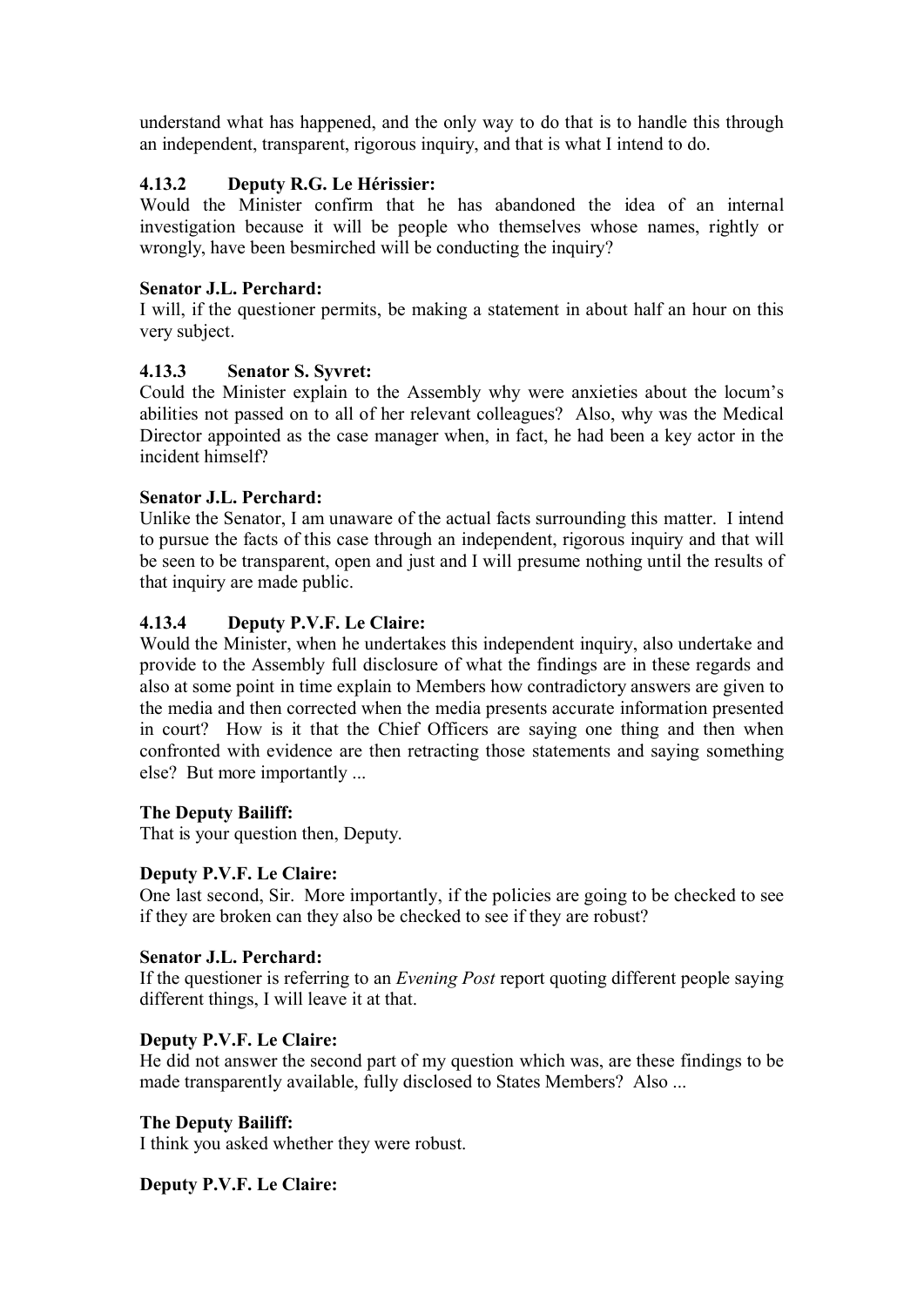understand what has happened, and the only way to do that is to handle this through an independent, transparent, rigorous inquiry, and that is what I intend to do.

### 4.13.2 Deputy R.G. Le Hérissier:

Would the Minister confirm that he has abandoned the idea of an internal investigation because it will be people who themselves whose names, rightly or wrongly, have been besmirched will be conducting the inquiry?

**Senator J.L. Perchard:**

I will, if the questioner permits, be making a statement in about half an hour on this very subject.

### 4.13.3 Senator S. Syvret:

Could the Minister explain to the Assembly why were anxieties about the locum's abilities not passed on to all of her relevant colleagues? Also, why was the Medical Director appointed as the case manager when, in fact, he had been a key actor in the incident himself?

**Senator J.L. Perchard:**

Unlike the Senator, I am unaware of the actual facts surrounding this matter. I intend to pursue the facts of this case through an independent, rigorous inquiry and that will be seen to be transparent, open and just and I will presume nothing until the results of that inquiry are made public.

### 4.13.4 Deputy P.V.F. Le Claire:

Would the Minister, when he undertakes this independent inquiry, also undertake and provide to the Assembly full disclosure of what the findings are in these regards and also at some point in time explain to Members how contradictory answers are given to the media and then corrected when the media presents accurate information presented in court? How is it that the Chief Officers are saying one thing and then when confronted with evidence are then retracting those statements and saying something else? But more importantly ...

**The Deputy Bailiff:**

That is your question then, Deputy.

**Deputy P.V.F. Le Claire:**

One last second, Sir. More importantly, if the policies are going to be checked to see if they are broken can they also be checked to see if they are robust?

**Senator J.L. Perchard:**

If the questioner is referring to an *Evening Post* report quoting different people saying different things, I will leave it at that.

**Deputy P.V.F. Le Claire:**

He did not answer the second part of my question which was, are these findings to be made transparently available, fully disclosed to States Members? Also ...

**The Deputy Bailiff:**

I think you asked whether they were robust.

**Deputy P.V.F. Le Claire:**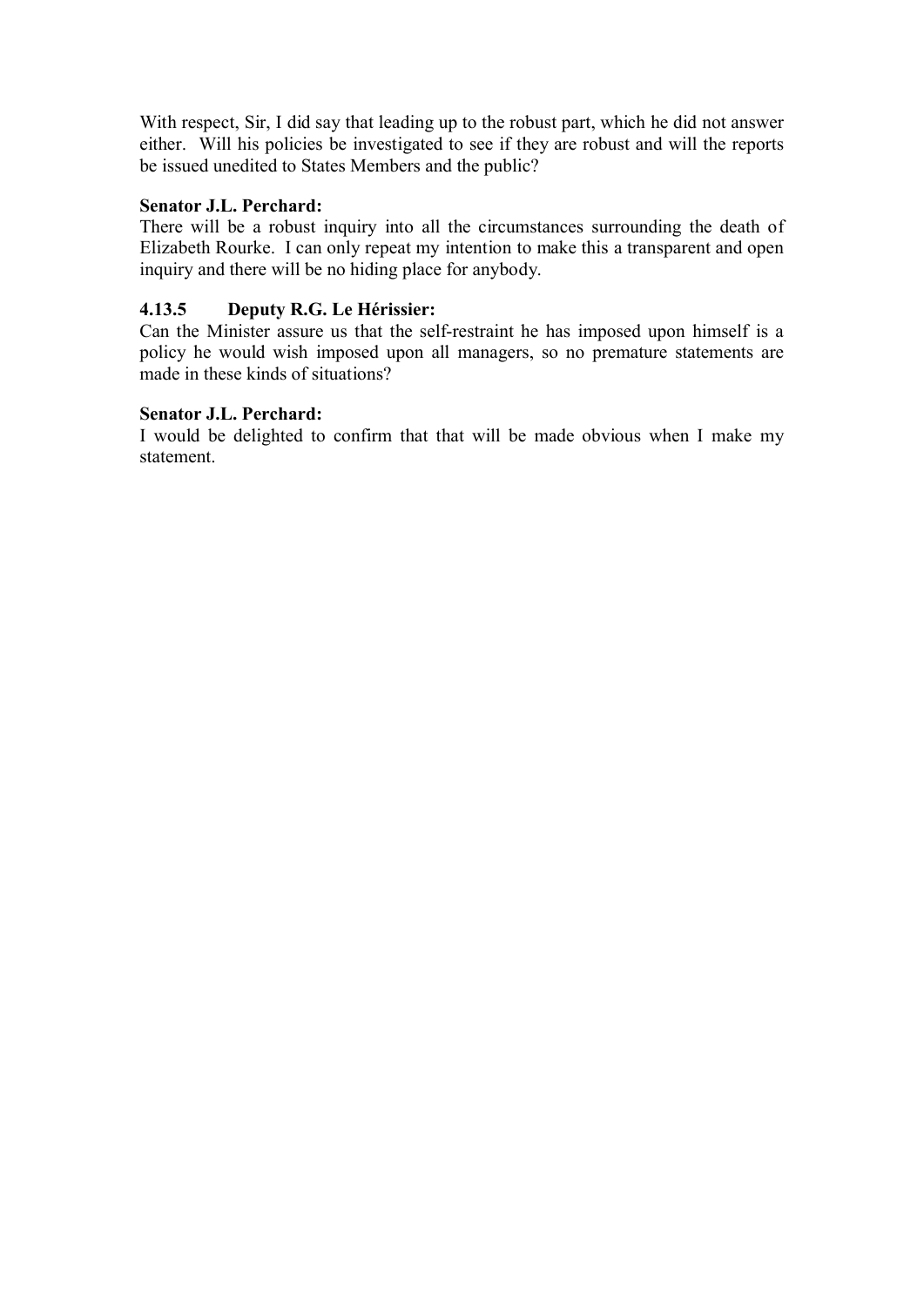With respect, Sir, I did say that leading up to the robust part, which he did not answer either. Will his policies be investigated to see if they are robust and will the reports be issued unedited to States Members and the public?

**Senator J.L. Perchard:**

There will be a robust inquiry into all the circumstances surrounding the death of Elizabeth Rourke. I can only repeat my intention to make this a transparent and open inquiry and there will be no hiding place for anybody.

### 4.13.5 Deputy R.G. Le Hérissier:

Can the Minister assure us that the self-restraint he has imposed upon himself is a policy he would wish imposed upon all managers, so no premature statements are made in these kinds of situations?

**Senator J.L. Perchard:**

I would be delighted to confirm that that will be made obvious when I make my statement.